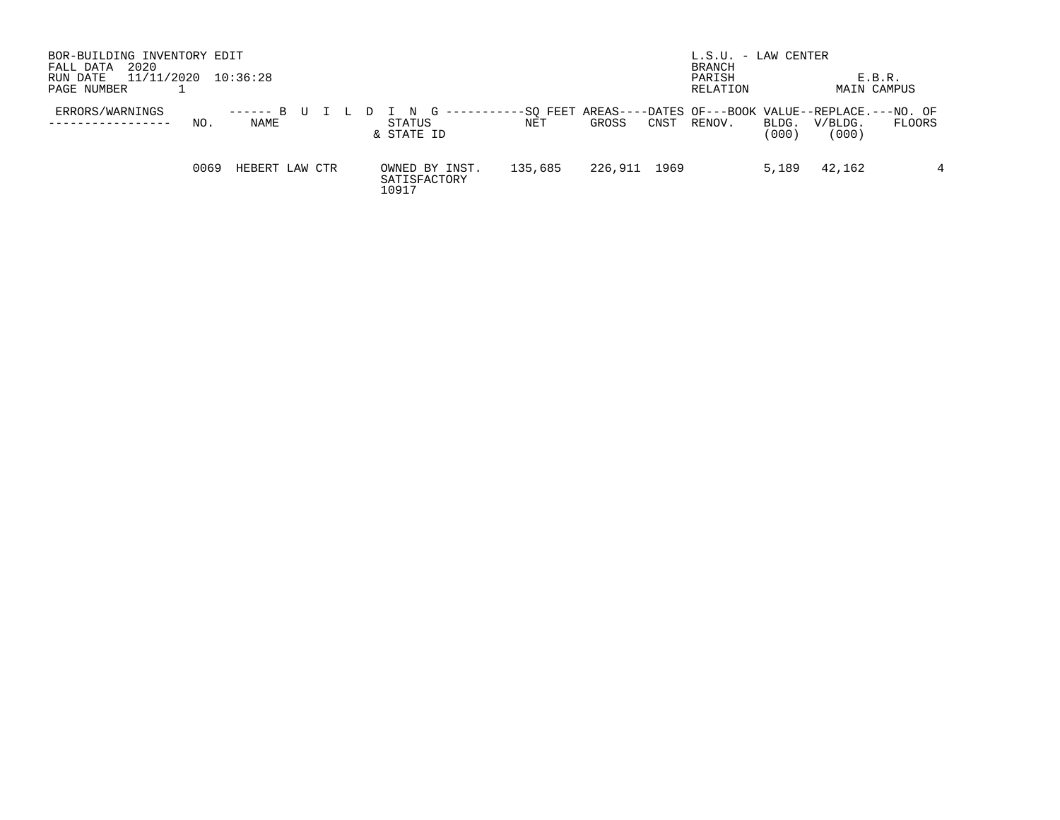BOR-BUILDING INVENTORY EDIT
FALL DATA 2020
RUN DATE 11/11/2020 10:36:28
PAGE NUMBER 1

L.S.U. - LAW CENTER
BRANCH
PARISH E.B.R.
RELATION MAIN CAMPUS

| ERRORS/WARNINGS | ------ B U I L D I N G ----------- | | | --SQ FEET AREAS---- | | --DATES OF--- | | -BOOK VALUE-- | --REPLACE.--- | NO. OF |
|---|---|---|---|---|---|---|---|---|---|---|
| ----------------- | NO. | NAME | STATUS & STATE ID | NET | GROSS | CNST | RENOV. | BLDG. (000) | V/BLDG. (000) | FLOORS |
| | 0069 | HEBERT LAW CTR | OWNED BY INST. SATISFACTORY 10917 | 135,685 | 226,911 | 1969 | | 5,189 | 42,162 | 4 |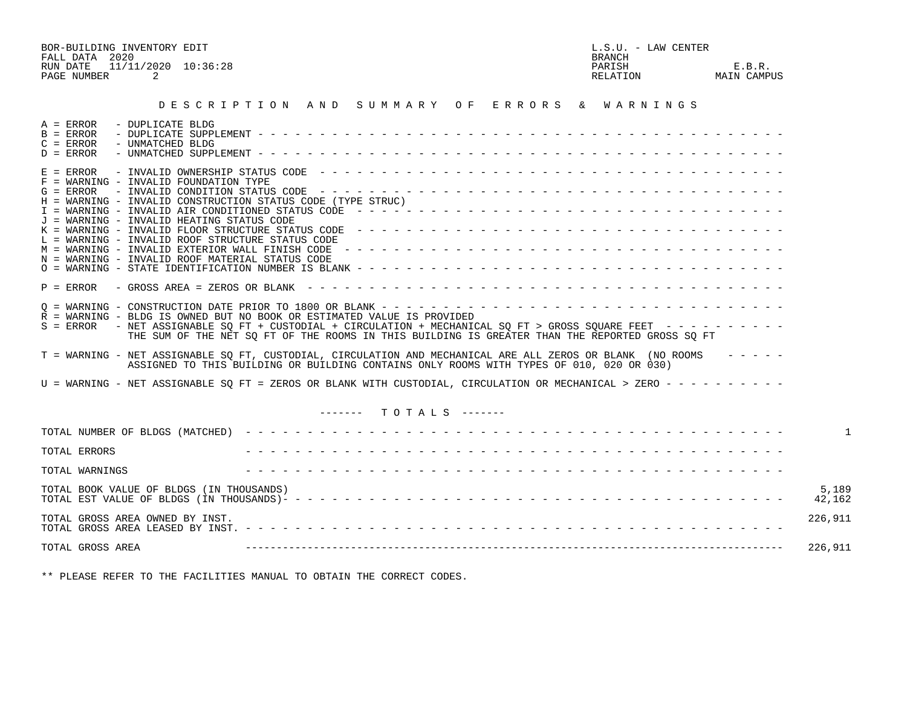BOR-BUILDING INVENTORY EDIT
FALL DATA 2020
RUN DATE 11/11/2020 10:36:28
PAGE NUMBER 2

L.S.U. - LAW CENTER
BRANCH
PARISH E.B.R.
RELATION MAIN CAMPUS

## D E S C R I P T I O N A N D S U M M A R Y O F E R R O R S & W A R N I N G S

A = ERROR - DUPLICATE BLDG
B = ERROR - DUPLICATE SUPPLEMENT
C = ERROR - UNMATCHED BLDG
D = ERROR - UNMATCHED SUPPLEMENT

E = ERROR - INVALID OWNERSHIP STATUS CODE
F = WARNING - INVALID FOUNDATION TYPE
G = ERROR - INVALID CONDITION STATUS CODE
H = WARNING - INVALID CONSTRUCTION STATUS CODE (TYPE STRUC)
I = WARNING - INVALID AIR CONDITIONED STATUS CODE
J = WARNING - INVALID HEATING STATUS CODE
K = WARNING - INVALID FLOOR STRUCTURE STATUS CODE
L = WARNING - INVALID ROOF STRUCTURE STATUS CODE
M = WARNING - INVALID EXTERIOR WALL FINISH CODE
N = WARNING - INVALID ROOF MATERIAL STATUS CODE
O = WARNING - STATE IDENTIFICATION NUMBER IS BLANK

P = ERROR - GROSS AREA = ZEROS OR BLANK

Q = WARNING - CONSTRUCTION DATE PRIOR TO 1800 OR BLANK
R = WARNING - BLDG IS OWNED BUT NO BOOK OR ESTIMATED VALUE IS PROVIDED
S = ERROR - NET ASSIGNABLE SQ FT + CUSTODIAL + CIRCULATION + MECHANICAL SQ FT > GROSS SQUARE FEET
THE SUM OF THE NET SQ FT OF THE ROOMS IN THIS BUILDING IS GREATER THAN THE REPORTED GROSS SQ FT

T = WARNING - NET ASSIGNABLE SQ FT, CUSTODIAL, CIRCULATION AND MECHANICAL ARE ALL ZEROS OR BLANK (NO ROOMS ASSIGNED TO THIS BUILDING OR BUILDING CONTAINS ONLY ROOMS WITH TYPES OF 010, 020 OR 030)

U = WARNING - NET ASSIGNABLE SQ FT = ZEROS OR BLANK WITH CUSTODIAL, CIRCULATION OR MECHANICAL > ZERO

## ------- T O T A L S -------

| | |
|---|---|
| TOTAL NUMBER OF BLDGS (MATCHED) | 1 |
| TOTAL ERRORS | |
| TOTAL WARNINGS | |
| TOTAL BOOK VALUE OF BLDGS (IN THOUSANDS) | 5,189 |
| TOTAL EST VALUE OF BLDGS (IN THOUSANDS) | 42,162 |
| TOTAL GROSS AREA OWNED BY INST. | 226,911 |
| TOTAL GROSS AREA LEASED BY INST. | |
| TOTAL GROSS AREA | 226,911 |

** PLEASE REFER TO THE FACILITIES MANUAL TO OBTAIN THE CORRECT CODES.